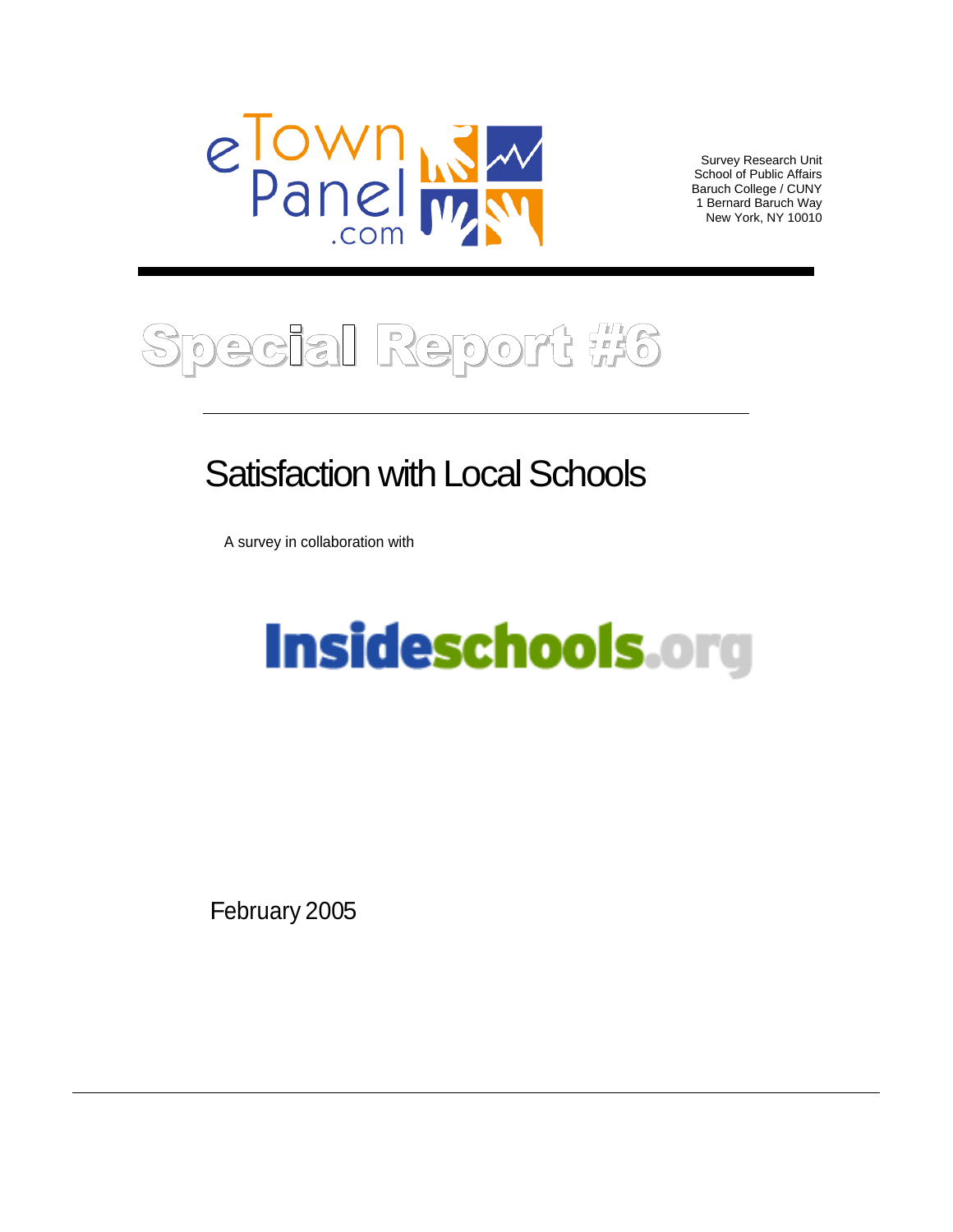eTown Panel .com

Survey Research Unit
School of Public Affairs
Baruch College / CUNY
1 Bernard Baruch Way
New York, NY 10010

# Special Report #6

## Satisfaction with Local Schools

A survey in collaboration with

Insideschools.org

February 2005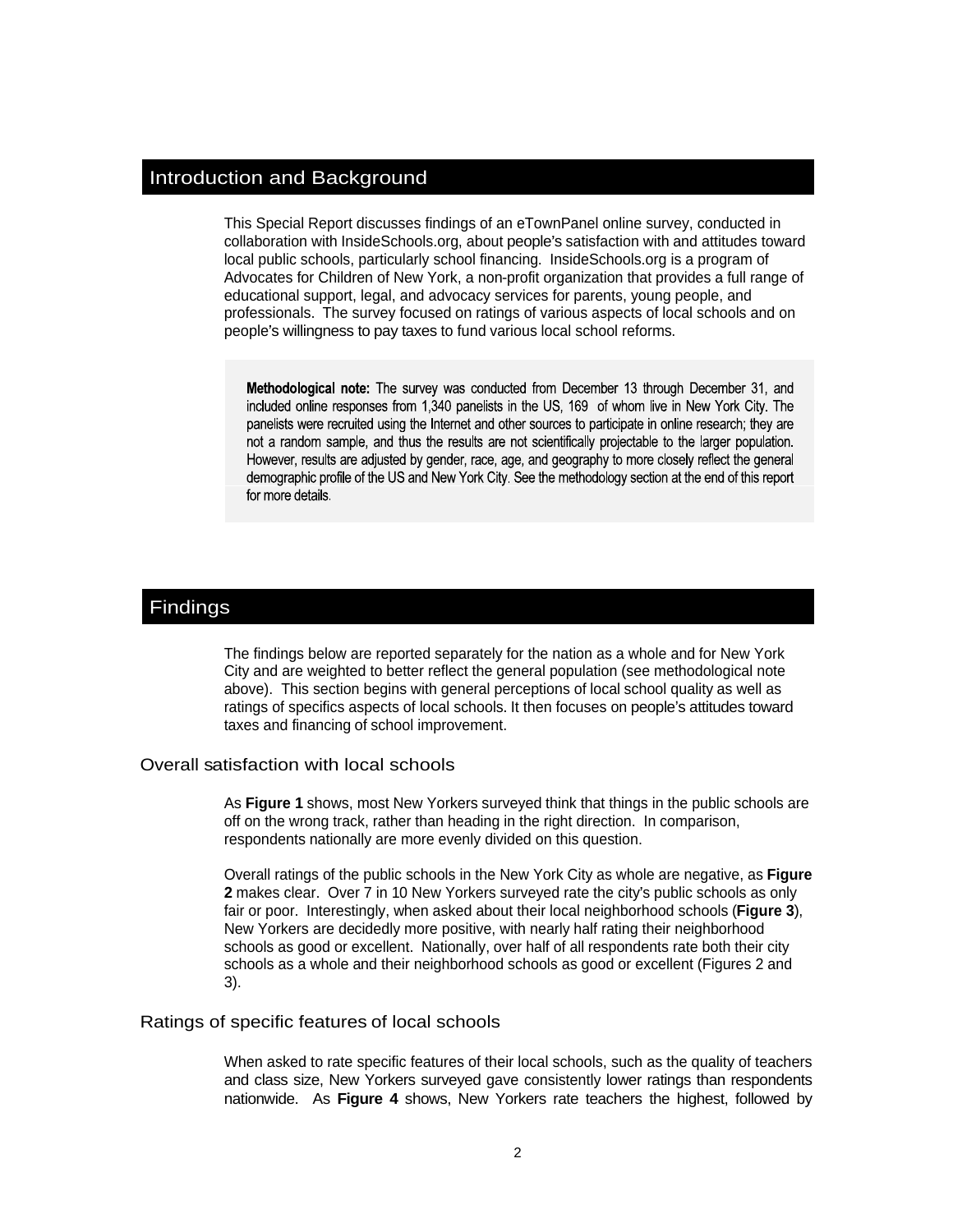## Introduction and Background

This Special Report discusses findings of an eTownPanel online survey, conducted in collaboration with InsideSchools.org, about people's satisfaction with and attitudes toward local public schools, particularly school financing. InsideSchools.org is a program of Advocates for Children of New York, a non-profit organization that provides a full range of educational support, legal, and advocacy services for parents, young people, and professionals. The survey focused on ratings of various aspects of local schools and on people's willingness to pay taxes to fund various local school reforms.

**Methodological note:** The survey was conducted from December 13 through December 31, and included online responses from 1,340 panelists in the US, 169 of whom live in New York City. The panelists were recruited using the Internet and other sources to participate in online research; they are not a random sample, and thus the results are not scientifically projectable to the larger population. However, results are adjusted by gender, race, age, and geography to more closely reflect the general demographic profile of the US and New York City. See the methodology section at the end of this report for more details.

## Findings

The findings below are reported separately for the nation as a whole and for New York City and are weighted to better reflect the general population (see methodological note above). This section begins with general perceptions of local school quality as well as ratings of specifics aspects of local schools. It then focuses on people's attitudes toward taxes and financing of school improvement.

### Overall satisfaction with local schools

As **Figure 1** shows, most New Yorkers surveyed think that things in the public schools are off on the wrong track, rather than heading in the right direction. In comparison, respondents nationally are more evenly divided on this question.

Overall ratings of the public schools in the New York City as whole are negative, as **Figure 2** makes clear. Over 7 in 10 New Yorkers surveyed rate the city's public schools as only fair or poor. Interestingly, when asked about their local neighborhood schools (**Figure 3**), New Yorkers are decidedly more positive, with nearly half rating their neighborhood schools as good or excellent. Nationally, over half of all respondents rate both their city schools as a whole and their neighborhood schools as good or excellent (Figures 2 and 3).

### Ratings of specific features of local schools

When asked to rate specific features of their local schools, such as the quality of teachers and class size, New Yorkers surveyed gave consistently lower ratings than respondents nationwide. As **Figure 4** shows, New Yorkers rate teachers the highest, followed by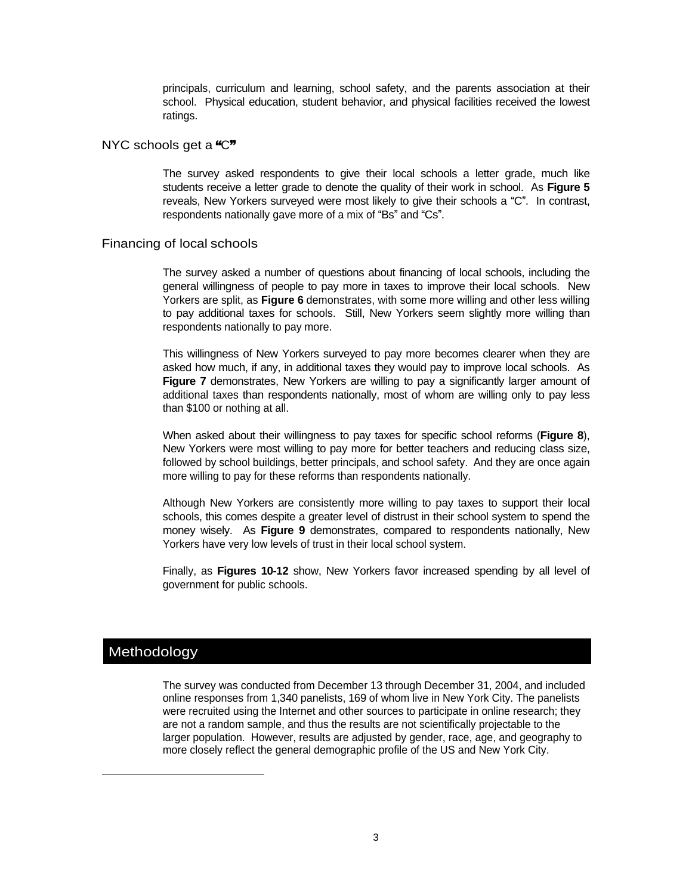principals, curriculum and learning, school safety, and the parents association at their school. Physical education, student behavior, and physical facilities received the lowest ratings.

### NYC schools get a "C"

The survey asked respondents to give their local schools a letter grade, much like students receive a letter grade to denote the quality of their work in school. As **Figure 5** reveals, New Yorkers surveyed were most likely to give their schools a "C". In contrast, respondents nationally gave more of a mix of "Bs" and "Cs".

### Financing of local schools

The survey asked a number of questions about financing of local schools, including the general willingness of people to pay more in taxes to improve their local schools. New Yorkers are split, as **Figure 6** demonstrates, with some more willing and other less willing to pay additional taxes for schools. Still, New Yorkers seem slightly more willing than respondents nationally to pay more.

This willingness of New Yorkers surveyed to pay more becomes clearer when they are asked how much, if any, in additional taxes they would pay to improve local schools. As **Figure 7** demonstrates, New Yorkers are willing to pay a significantly larger amount of additional taxes than respondents nationally, most of whom are willing only to pay less than $100 or nothing at all.

When asked about their willingness to pay taxes for specific school reforms (**Figure 8**), New Yorkers were most willing to pay more for better teachers and reducing class size, followed by school buildings, better principals, and school safety. And they are once again more willing to pay for these reforms than respondents nationally.

Although New Yorkers are consistently more willing to pay taxes to support their local schools, this comes despite a greater level of distrust in their school system to spend the money wisely. As **Figure 9** demonstrates, compared to respondents nationally, New Yorkers have very low levels of trust in their local school system.

Finally, as **Figures 10-12** show, New Yorkers favor increased spending by all level of government for public schools.

## Methodology

The survey was conducted from December 13 through December 31, 2004, and included online responses from 1,340 panelists, 169 of whom live in New York City. The panelists were recruited using the Internet and other sources to participate in online research; they are not a random sample, and thus the results are not scientifically projectable to the larger population. However, results are adjusted by gender, race, age, and geography to more closely reflect the general demographic profile of the US and New York City.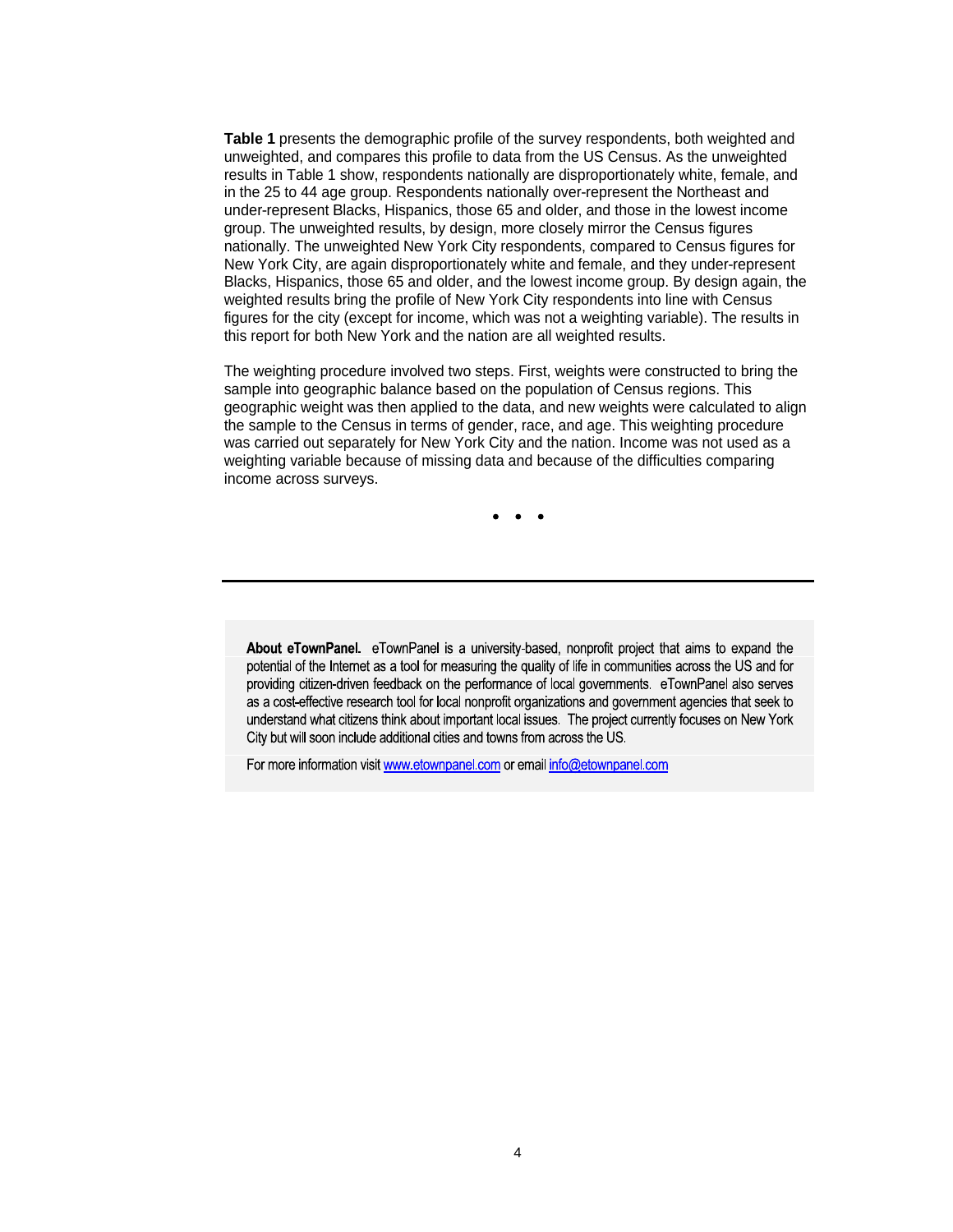**Table 1** presents the demographic profile of the survey respondents, both weighted and unweighted, and compares this profile to data from the US Census. As the unweighted results in Table 1 show, respondents nationally are disproportionately white, female, and in the 25 to 44 age group. Respondents nationally over-represent the Northeast and under-represent Blacks, Hispanics, those 65 and older, and those in the lowest income group. The unweighted results, by design, more closely mirror the Census figures nationally. The unweighted New York City respondents, compared to Census figures for New York City, are again disproportionately white and female, and they under-represent Blacks, Hispanics, those 65 and older, and the lowest income group. By design again, the weighted results bring the profile of New York City respondents into line with Census figures for the city (except for income, which was not a weighting variable). The results in this report for both New York and the nation are all weighted results.

The weighting procedure involved two steps. First, weights were constructed to bring the sample into geographic balance based on the population of Census regions. This geographic weight was then applied to the data, and new weights were calculated to align the sample to the Census in terms of gender, race, and age. This weighting procedure was carried out separately for New York City and the nation. Income was not used as a weighting variable because of missing data and because of the difficulties comparing income across surveys.

• • •

---

**About eTownPanel.** eTownPanel is a university-based, nonprofit project that aims to expand the potential of the Internet as a tool for measuring the quality of life in communities across the US and for providing citizen-driven feedback on the performance of local governments. eTownPanel also serves as a cost-effective research tool for local nonprofit organizations and government agencies that seek to understand what citizens think about important local issues. The project currently focuses on New York City but will soon include additional cities and towns from across the US.

For more information visit www.etownpanel.com or email info@etownpanel.com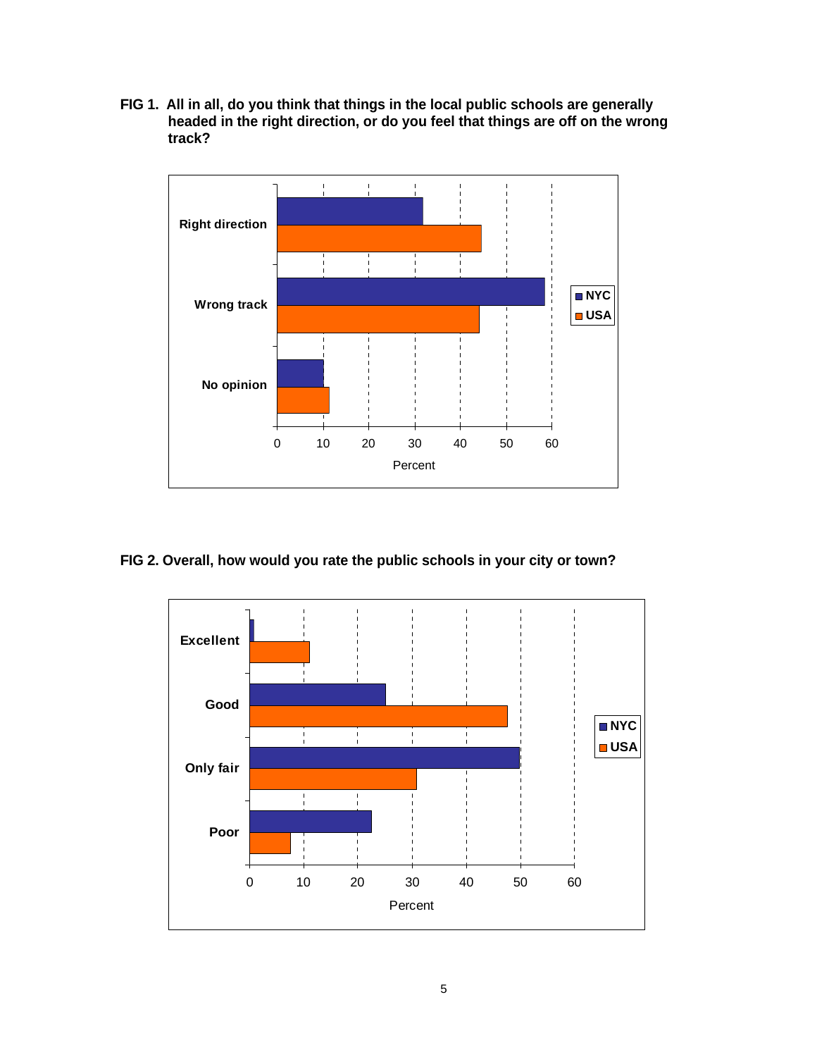**FIG 1. All in all, do you think that things in the local public schools are generally headed in the right direction, or do you feel that things are off on the wrong track?**

**FIG 2. Overall, how would you rate the public schools in your city or town?**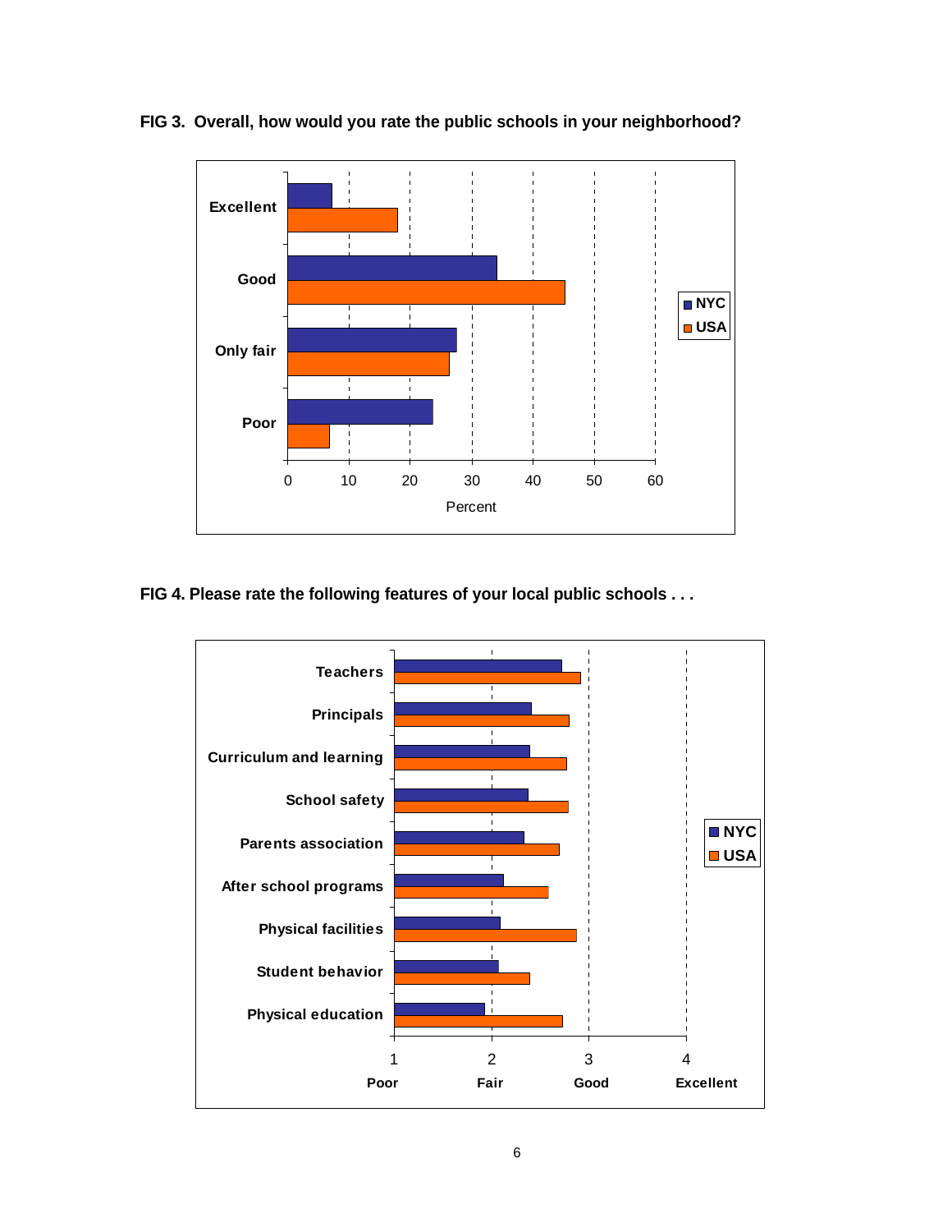**FIG 3. Overall, how would you rate the public schools in your neighborhood?**

**FIG 4. Please rate the following features of your local public schools . . .**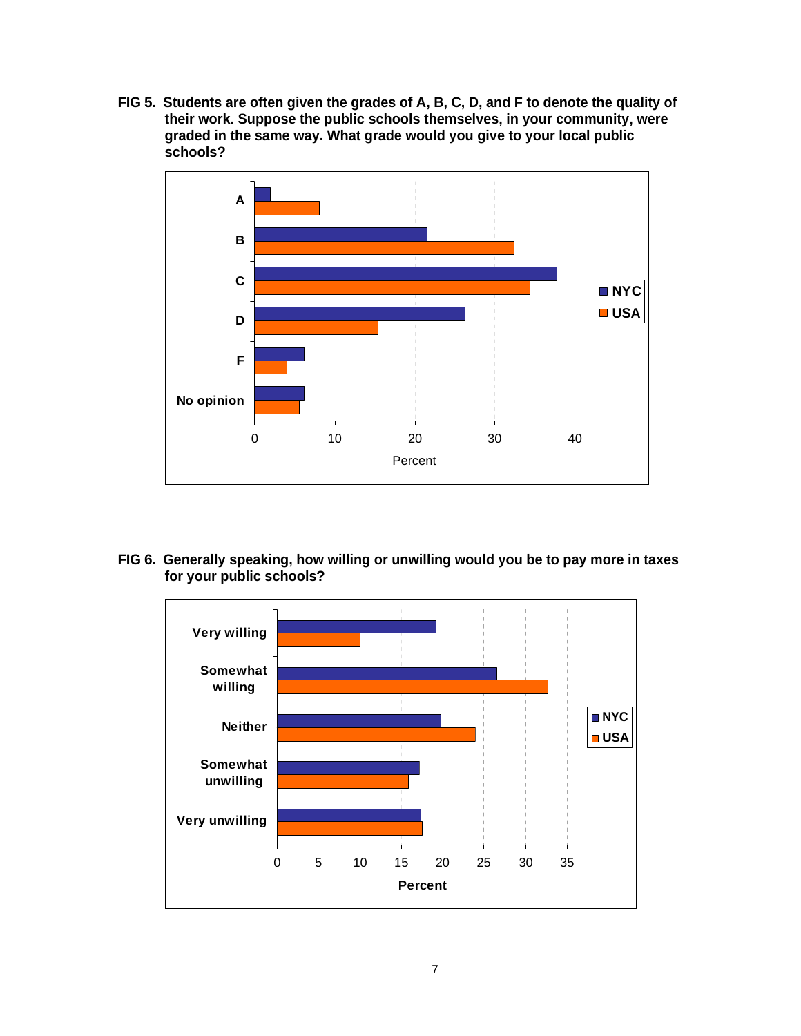**FIG 5. Students are often given the grades of A, B, C, D, and F to denote the quality of their work. Suppose the public schools themselves, in your community, were graded in the same way. What grade would you give to your local public schools?**

**FIG 6. Generally speaking, how willing or unwilling would you be to pay more in taxes for your public schools?**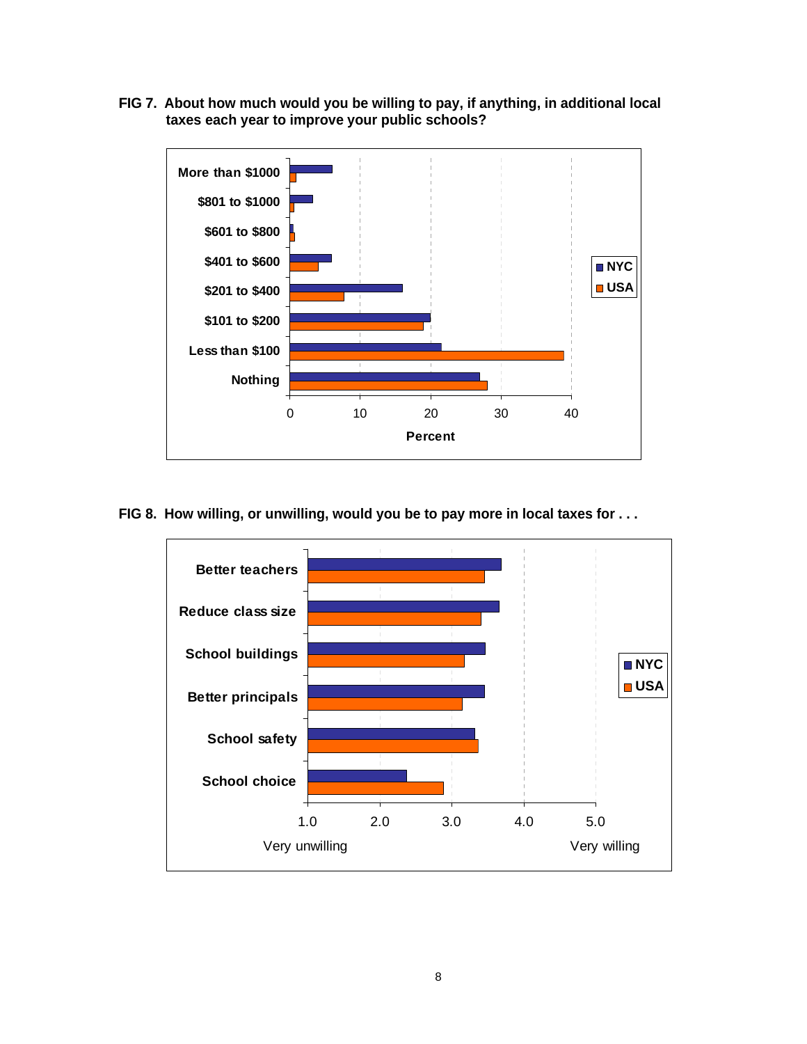**FIG 7. About how much would you be willing to pay, if anything, in additional local taxes each year to improve your public schools?**

**FIG 8. How willing, or unwilling, would you be to pay more in local taxes for . . .**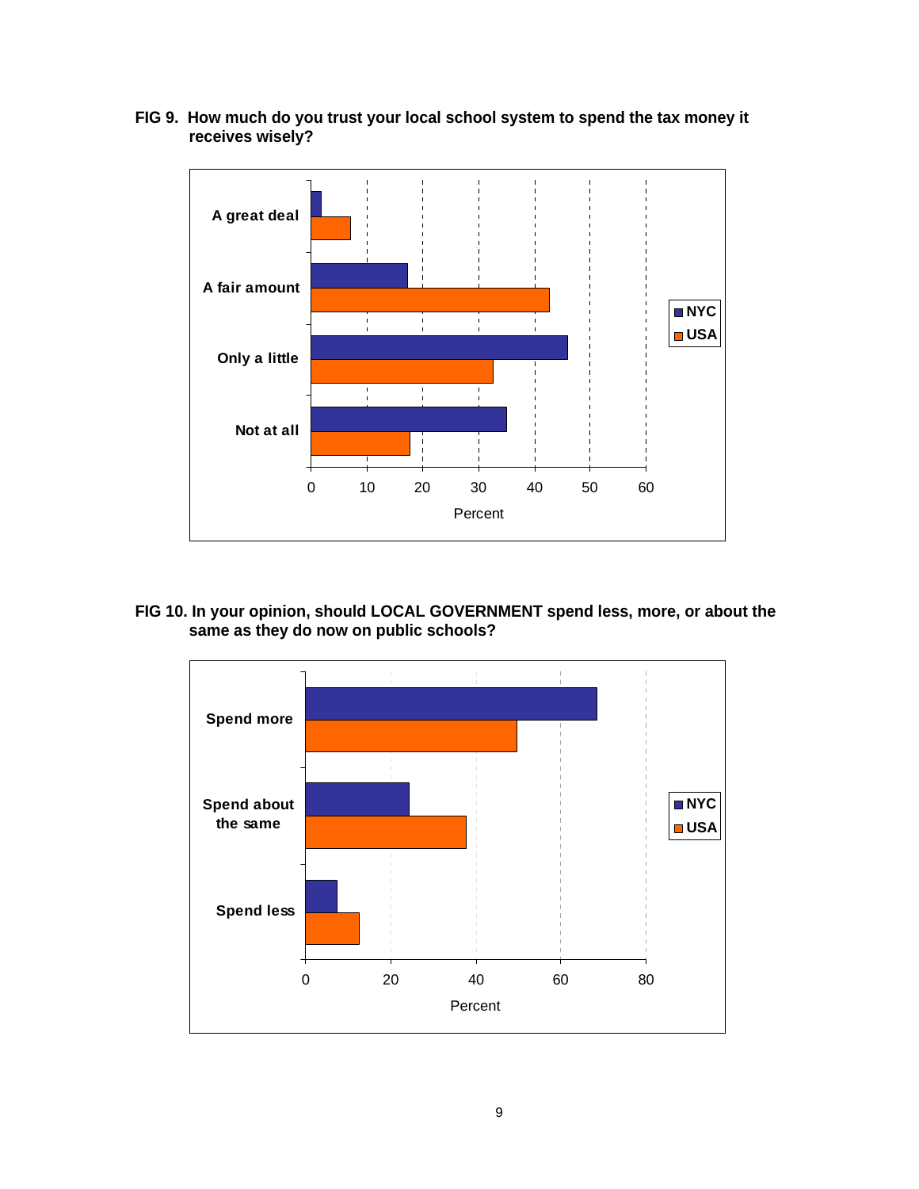**FIG 9. How much do you trust your local school system to spend the tax money it receives wisely?**

A great deal

A fair amount

Only a little

Not at all

0 10 20 30 40 50 60

Percent

NYC
USA

**FIG 10. In your opinion, should LOCAL GOVERNMENT spend less, more, or about the same as they do now on public schools?**

Spend more

Spend about the same

Spend less

0 20 40 60 80

Percent

NYC
USA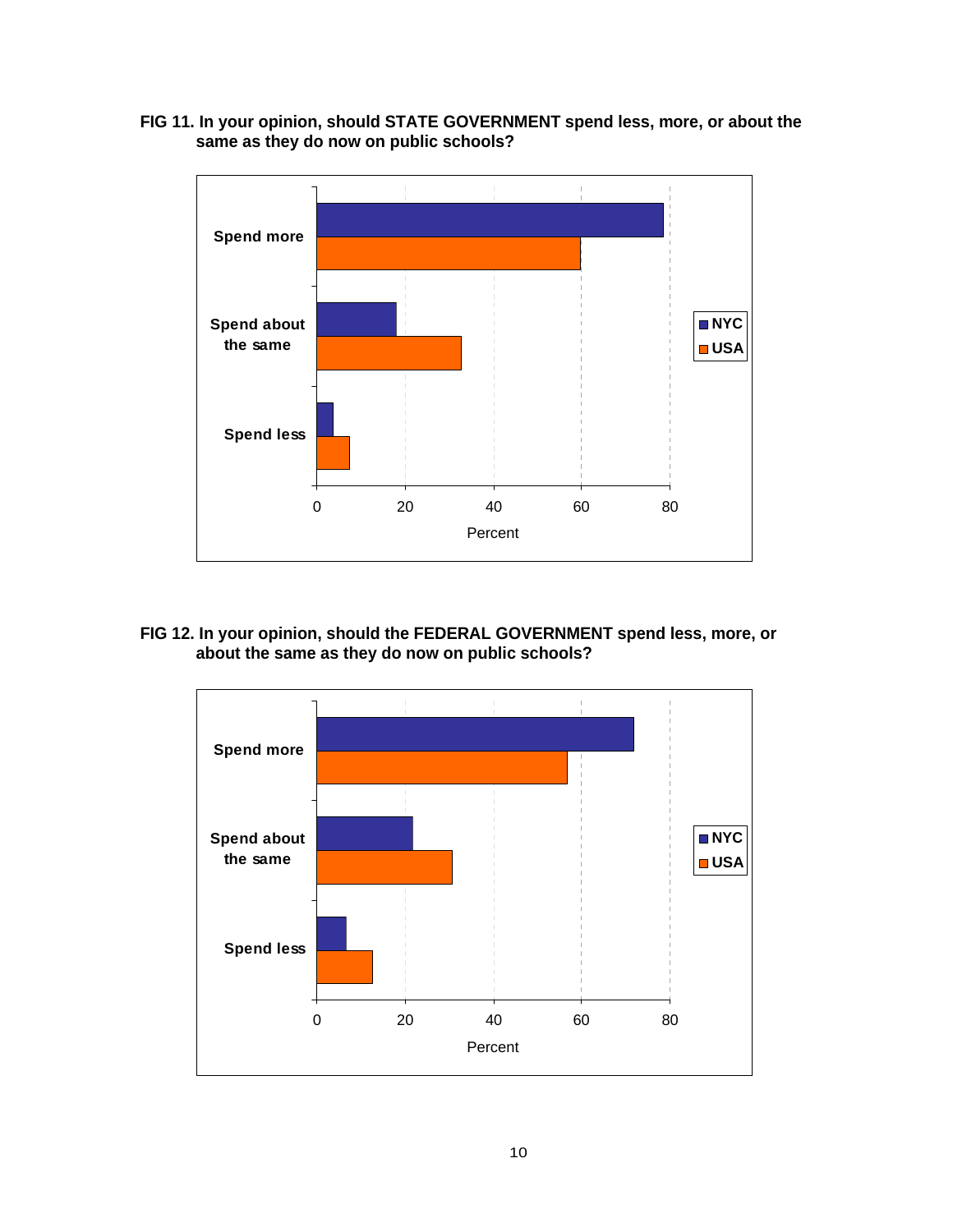**FIG 11. In your opinion, should STATE GOVERNMENT spend less, more, or about the same as they do now on public schools?**

**FIG 12. In your opinion, should the FEDERAL GOVERNMENT spend less, more, or about the same as they do now on public schools?**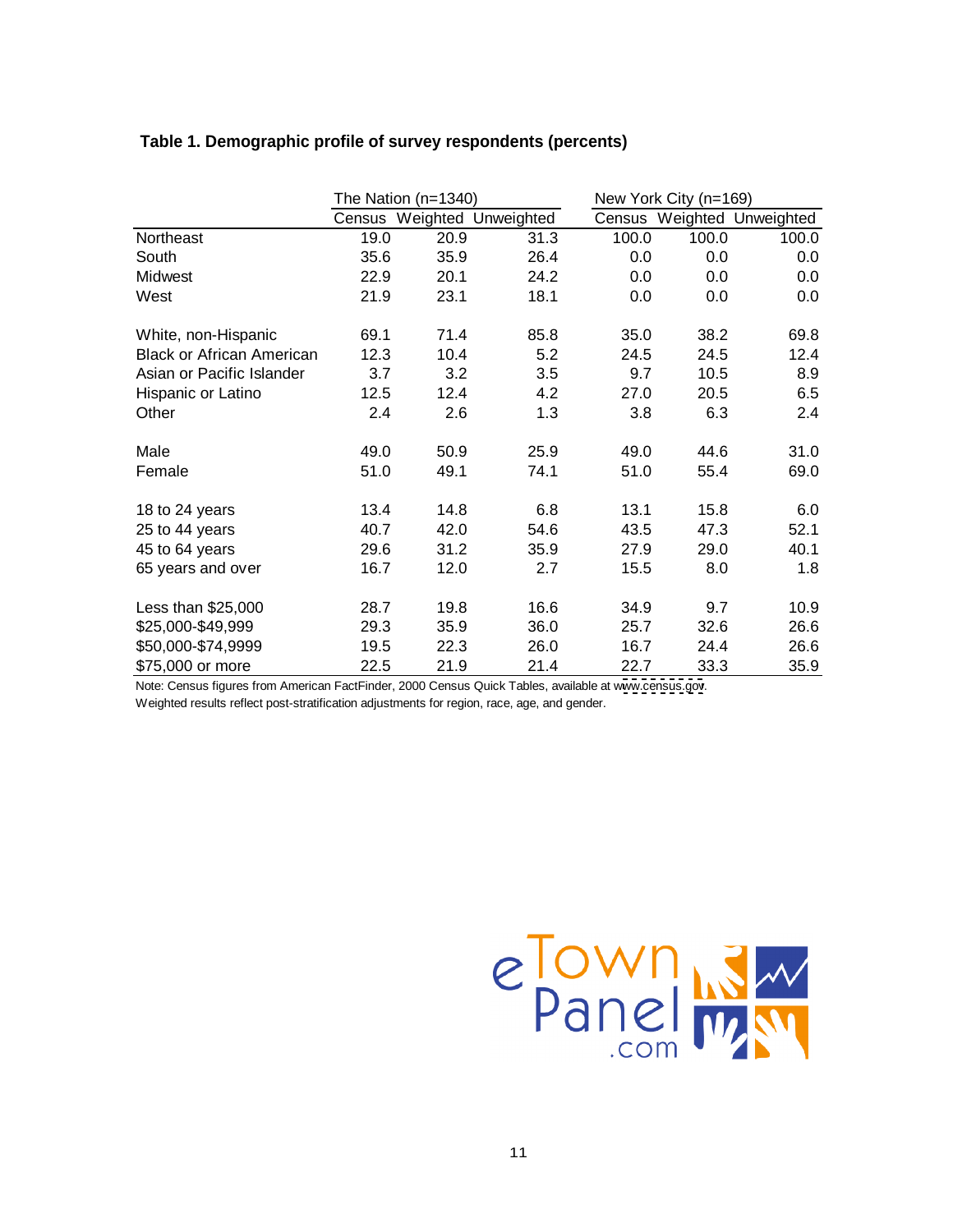**Table 1. Demographic profile of survey respondents (percents)**

| | The Nation (n=1340) | | | New York City (n=169) | | |
|---|---|---|---|---|---|---|
| | Census | Weighted | Unweighted | Census | Weighted | Unweighted |
| Northeast | 19.0 | 20.9 | 31.3 | 100.0 | 100.0 | 100.0 |
| South | 35.6 | 35.9 | 26.4 | 0.0 | 0.0 | 0.0 |
| Midwest | 22.9 | 20.1 | 24.2 | 0.0 | 0.0 | 0.0 |
| West | 21.9 | 23.1 | 18.1 | 0.0 | 0.0 | 0.0 |
| White, non-Hispanic | 69.1 | 71.4 | 85.8 | 35.0 | 38.2 | 69.8 |
| Black or African American | 12.3 | 10.4 | 5.2 | 24.5 | 24.5 | 12.4 |
| Asian or Pacific Islander | 3.7 | 3.2 | 3.5 | 9.7 | 10.5 | 8.9 |
| Hispanic or Latino | 12.5 | 12.4 | 4.2 | 27.0 | 20.5 | 6.5 |
| Other | 2.4 | 2.6 | 1.3 | 3.8 | 6.3 | 2.4 |
| Male | 49.0 | 50.9 | 25.9 | 49.0 | 44.6 | 31.0 |
| Female | 51.0 | 49.1 | 74.1 | 51.0 | 55.4 | 69.0 |
| 18 to 24 years | 13.4 | 14.8 | 6.8 | 13.1 | 15.8 | 6.0 |
| 25 to 44 years | 40.7 | 42.0 | 54.6 | 43.5 | 47.3 | 52.1 |
| 45 to 64 years | 29.6 | 31.2 | 35.9 | 27.9 | 29.0 | 40.1 |
| 65 years and over | 16.7 | 12.0 | 2.7 | 15.5 | 8.0 | 1.8 |
| Less than $25,000 | 28.7 | 19.8 | 16.6 | 34.9 | 9.7 | 10.9 |
| $25,000-$49,999 | 29.3 | 35.9 | 36.0 | 25.7 | 32.6 | 26.6 |
| $50,000-$74,9999 | 19.5 | 22.3 | 26.0 | 16.7 | 24.4 | 26.6 |
| $75,000 or more | 22.5 | 21.9 | 21.4 | 22.7 | 33.3 | 35.9 |

Note: Census figures from American FactFinder, 2000 Census Quick Tables, available at www.census.gov.
Weighted results reflect post-stratification adjustments for region, race, age, and gender.

eTownPanel.com